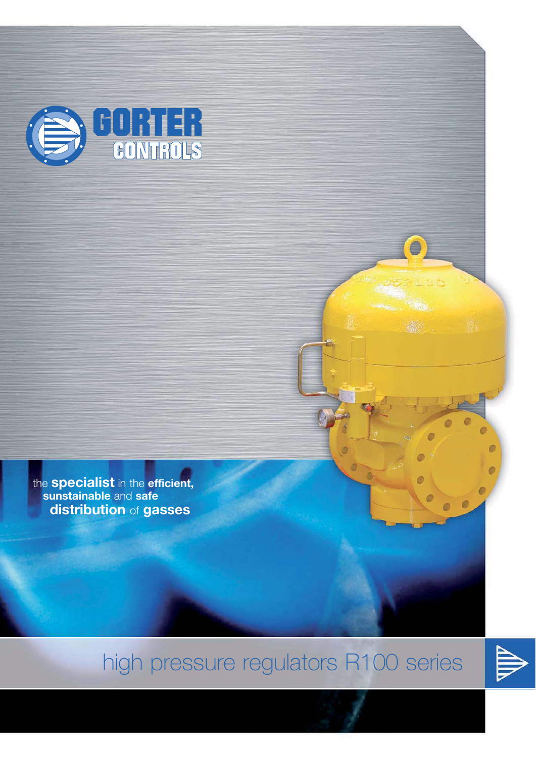GORTER CONTROLS

the **specialist** in the **efficient, sunstainable** and **safe distribution** of **gasses**

# high pressure regulators R100 series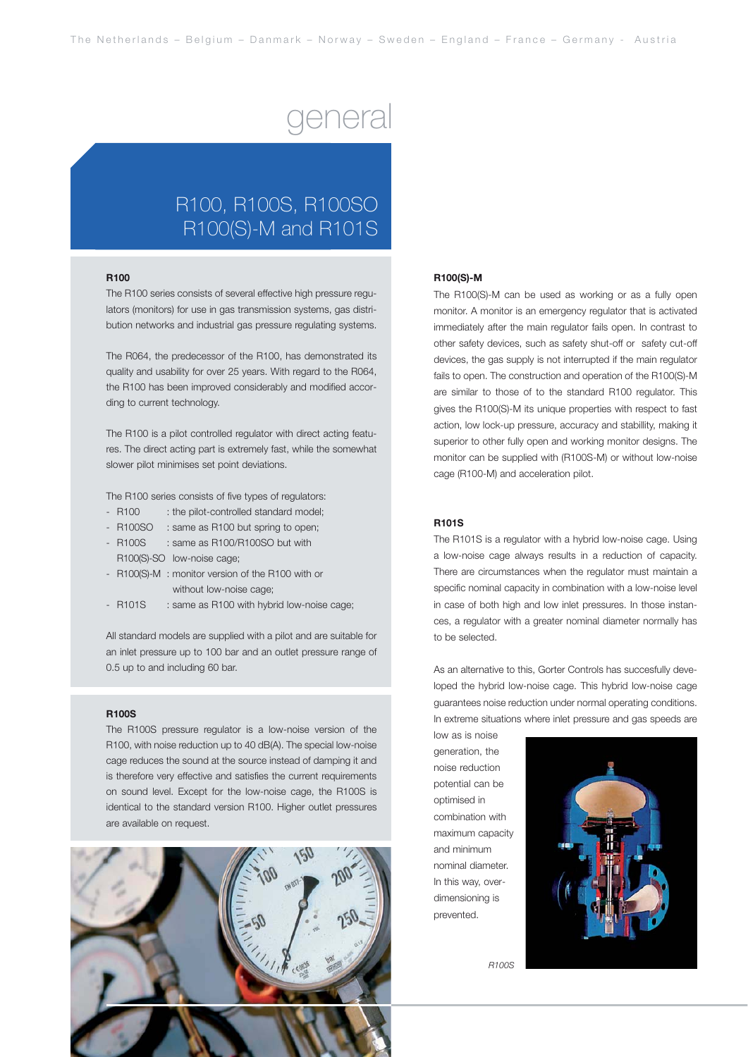# general

## R100, R100S, R100SO R100(S)-M and R101S

### R100

The R100 series consists of several effective high pressure regulators (monitors) for use in gas transmission systems, gas distribution networks and industrial gas pressure regulating systems.

The R064, the predecessor of the R100, has demonstrated its quality and usability for over 25 years. With regard to the R064, the R100 has been improved considerably and modified according to current technology.

The R100 is a pilot controlled regulator with direct acting features. The direct acting part is extremely fast, while the somewhat slower pilot minimises set point deviations.

The R100 series consists of five types of regulators:

- R100 : the pilot-controlled standard model;
- R100SO : same as R100 but spring to open;
- R100S : same as R100/R100SO but with R100(S)-SO low-noise cage;
- R100(S)-M : monitor version of the R100 with or without low-noise cage;
- R101S : same as R100 with hybrid low-noise cage;

All standard models are supplied with a pilot and are suitable for an inlet pressure up to 100 bar and an outlet pressure range of 0.5 up to and including 60 bar.

### R100S

The R100S pressure regulator is a low-noise version of the R100, with noise reduction up to 40 dB(A). The special low-noise cage reduces the sound at the source instead of damping it and is therefore very effective and satisfies the current requirements on sound level. Except for the low-noise cage, the R100S is identical to the standard version R100. Higher outlet pressures are available on request.

### R100(S)-M

The R100(S)-M can be used as working or as a fully open monitor. A monitor is an emergency regulator that is activated immediately after the main regulator fails open. In contrast to other safety devices, such as safety shut-off or safety cut-off devices, the gas supply is not interrupted if the main regulator fails to open. The construction and operation of the R100(S)-M are similar to those of to the standard R100 regulator. This gives the R100(S)-M its unique properties with respect to fast action, low lock-up pressure, accuracy and stabillity, making it superior to other fully open and working monitor designs. The monitor can be supplied with (R100S-M) or without low-noise cage (R100-M) and acceleration pilot.

### R101S

The R101S is a regulator with a hybrid low-noise cage. Using a low-noise cage always results in a reduction of capacity. There are circumstances when the regulator must maintain a specific nominal capacity in combination with a low-noise level in case of both high and low inlet pressures. In those instances, a regulator with a greater nominal diameter normally has to be selected.

As an alternative to this, Gorter Controls has succesfully developed the hybrid low-noise cage. This hybrid low-noise cage guarantees noise reduction under normal operating conditions. In extreme situations where inlet pressure and gas speeds are low as is noise generation, the noise reduction potential can be optimised in combination with maximum capacity and minimum nominal diameter. In this way, over-dimensioning is prevented.

*R100S*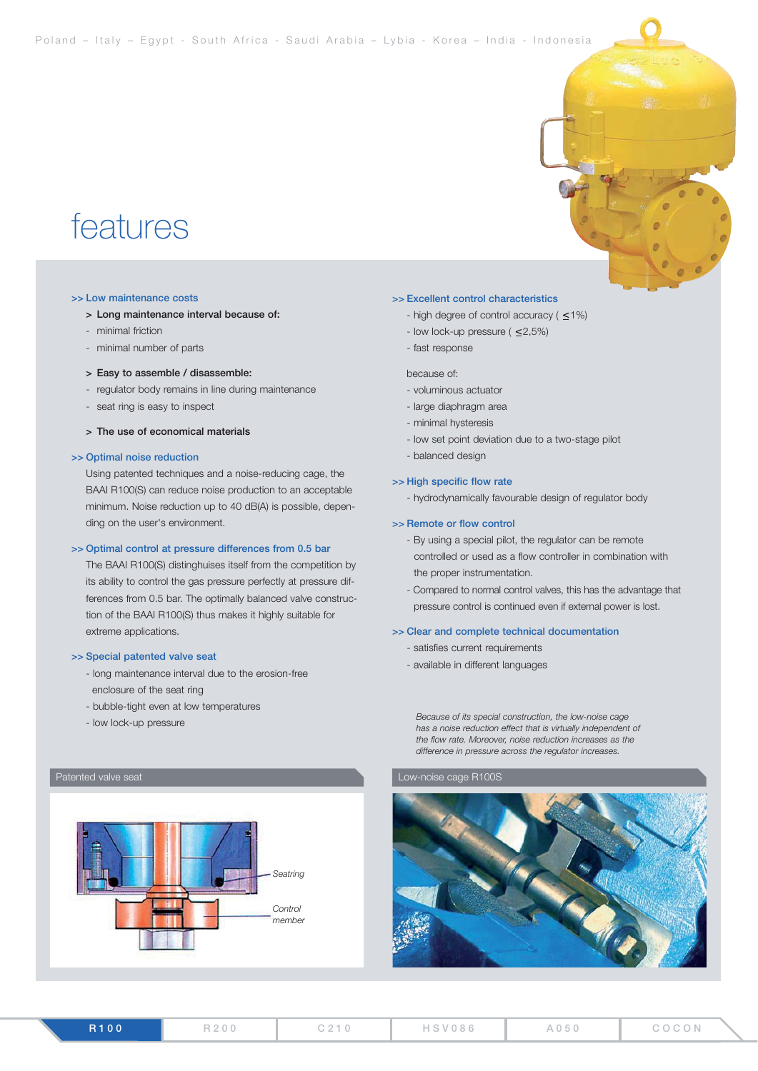# features

## >> Low maintenance costs

> **Long maintenance interval because of:**

- minimal friction
- minimal number of parts

> **Easy to assemble / disassemble:**

- regulator body remains in line during maintenance
- seat ring is easy to inspect

> **The use of economical materials**

## >> Optimal noise reduction

Using patented techniques and a noise-reducing cage, the BAAI R100(S) can reduce noise production to an acceptable minimum. Noise reduction up to 40 dB(A) is possible, depending on the user's environment.

## >> Optimal control at pressure differences from 0.5 bar

The BAAI R100(S) distinghuises itself from the competition by its ability to control the gas pressure perfectly at pressure differences from 0.5 bar. The optimally balanced valve construction of the BAAI R100(S) thus makes it highly suitable for extreme applications.

## >> Special patented valve seat

- long maintenance interval due to the erosion-free enclosure of the seat ring
- bubble-tight even at low temperatures
- low lock-up pressure

## >> Excellent control characteristics

- high degree of control accuracy ( ≤1%)
- low lock-up pressure ( ≤2,5%)
- fast response

because of:

- voluminous actuator
- large diaphragm area
- minimal hysteresis
- low set point deviation due to a two-stage pilot
- balanced design

## >> High specific flow rate

- hydrodynamically favourable design of regulator body

## >> Remote or flow control

- By using a special pilot, the regulator can be remote controlled or used as a flow controller in combination with the proper instrumentation.
- Compared to normal control valves, this has the advantage that pressure control is continued even if external power is lost.

## >> Clear and complete technical documentation

- satisfies current requirements
- available in different languages

*Because of its special construction, the low-noise cage has a noise reduction effect that is virtually independent of the flow rate. Moreover, noise reduction increases as the difference in pressure across the regulator increases.*

Patented valve seat

*Seatring*

*Control member*

Low-noise cage R100S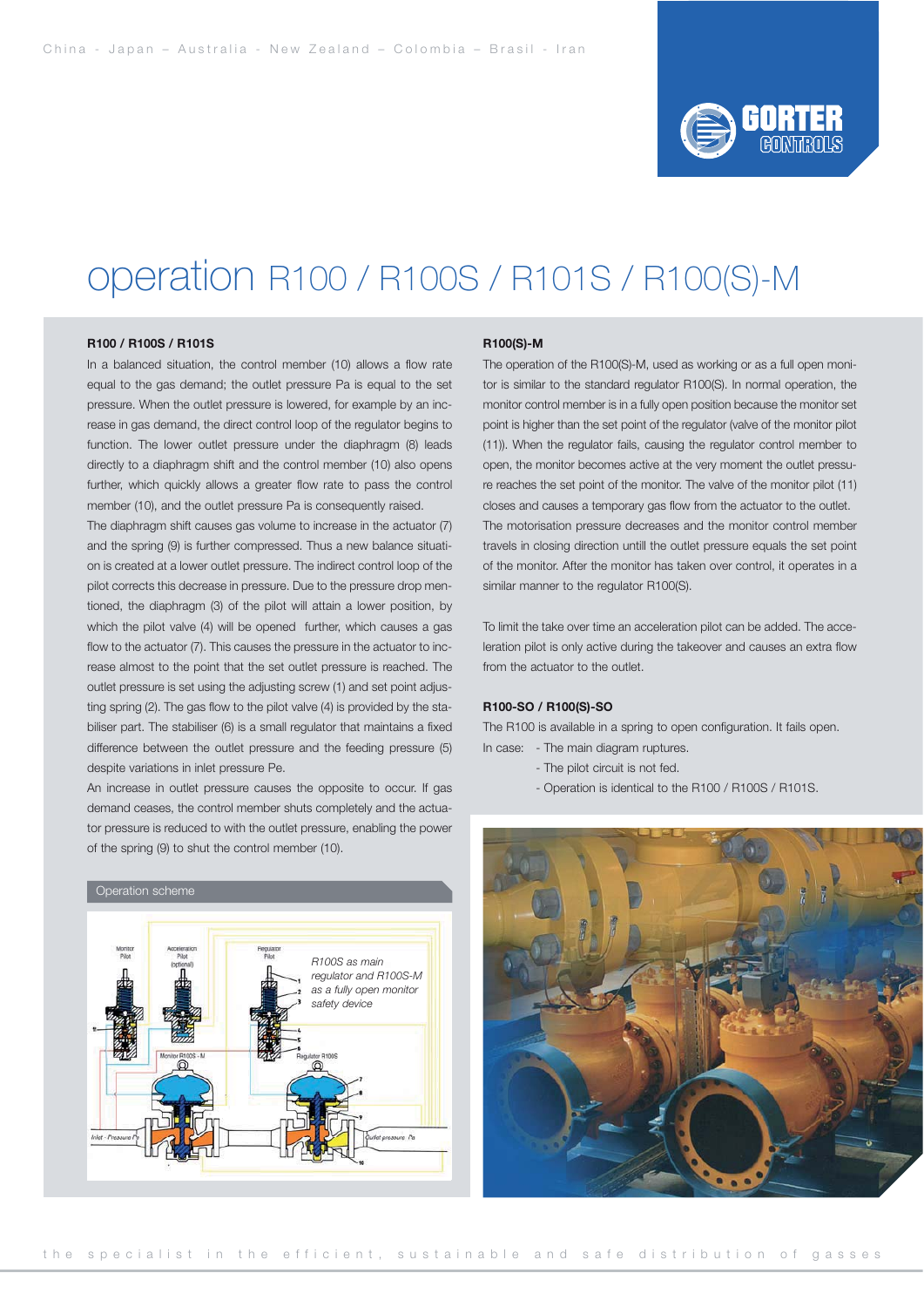# operation R100 / R100S / R101S / R100(S)-M

### R100 / R100S / R101S

In a balanced situation, the control member (10) allows a flow rate equal to the gas demand; the outlet pressure Pa is equal to the set pressure. When the outlet pressure is lowered, for example by an increase in gas demand, the direct control loop of the regulator begins to function. The lower outlet pressure under the diaphragm (8) leads directly to a diaphragm shift and the control member (10) also opens further, which quickly allows a greater flow rate to pass the control member (10), and the outlet pressure Pa is consequently raised.

The diaphragm shift causes gas volume to increase in the actuator (7) and the spring (9) is further compressed. Thus a new balance situation is created at a lower outlet pressure. The indirect control loop of the pilot corrects this decrease in pressure. Due to the pressure drop mentioned, the diaphragm (3) of the pilot will attain a lower position, by which the pilot valve (4) will be opened further, which causes a gas flow to the actuator (7). This causes the pressure in the actuator to increase almost to the point that the set outlet pressure is reached. The outlet pressure is set using the adjusting screw (1) and set point adjusting spring (2). The gas flow to the pilot valve (4) is provided by the stabiliser part. The stabiliser (6) is a small regulator that maintains a fixed difference between the outlet pressure and the feeding pressure (5) despite variations in inlet pressure Pe.

An increase in outlet pressure causes the opposite to occur. If gas demand ceases, the control member shuts completely and the actuator pressure is reduced to with the outlet pressure, enabling the power of the spring (9) to shut the control member (10).

Operation scheme

### R100(S)-M

The operation of the R100(S)-M, used as working or as a full open monitor is similar to the standard regulator R100(S). In normal operation, the monitor control member is in a fully open position because the monitor set point is higher than the set point of the regulator (valve of the monitor pilot (11)). When the regulator fails, causing the regulator control member to open, the monitor becomes active at the very moment the outlet pressure reaches the set point of the monitor. The valve of the monitor pilot (11) closes and causes a temporary gas flow from the actuator to the outlet. The motorisation pressure decreases and the monitor control member travels in closing direction untill the outlet pressure equals the set point of the monitor. After the monitor has taken over control, it operates in a similar manner to the regulator R100(S).

To limit the take over time an acceleration pilot can be added. The acceleration pilot is only active during the takeover and causes an extra flow from the actuator to the outlet.

### R100-SO / R100(S)-SO

The R100 is available in a spring to open configuration. It fails open.

In case:
- The main diagram ruptures.
- The pilot circuit is not fed.
- Operation is identical to the R100 / R100S / R101S.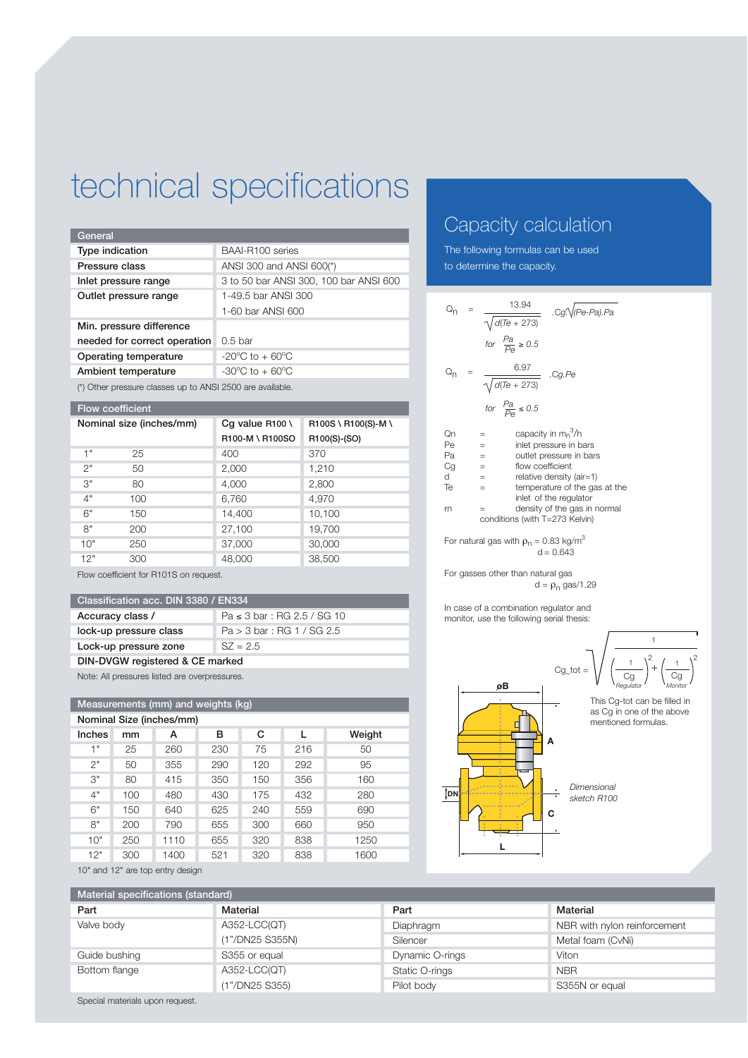# technical specifications

| General | |
|---|---|
| Type indication | BAAI-R100 series |
| Pressure class | ANSI 300 and ANSI 600(*) |
| Inlet pressure range | 3 to 50 bar ANSI 300, 100 bar ANSI 600 |
| Outlet pressure range | 1-49.5 bar ANSI 300<br>1-60 bar ANSI 600 |
| Min. pressure difference needed for correct operation | 0.5 bar |
| Operating temperature | -20°C to + 60°C |
| Ambient temperature | -30°C to + 60°C |

(*) Other pressure classes up to ANSI 2500 are available.

| Flow coefficient | | | |
|---|---|---|---|
| Nominal size (inches/mm) | | Cg value R100 \ R100-M \ R100SO | R100S \ R100(S)-M \ R100(S)-(SO) |
| 1" | 25 | 400 | 370 |
| 2" | 50 | 2,000 | 1,210 |
| 3" | 80 | 4,000 | 2,800 |
| 4" | 100 | 6,760 | 4,970 |
| 6" | 150 | 14,400 | 10,100 |
| 8" | 200 | 27,100 | 19,700 |
| 10" | 250 | 37,000 | 30,000 |
| 12" | 300 | 48,000 | 38,500 |

Flow coefficient for R101S on request.

| Classification acc. DIN 3380 / EN334 | |
|---|---|
| Accuracy class / lock-up pressure class | Pa ≤ 3 bar : RG 2.5 / SG 10<br>Pa > 3 bar : RG 1 / SG 2.5 |
| Lock-up pressure zone | SZ = 2.5 |
| DIN-DVGW registered & CE marked | |

Note: All pressures listed are overpressures.

| Measurements (mm) and weights (kg) | | | | | | |
|---|---|---|---|---|---|---|
| Nominal Size (inches/mm) | | | | | | |
| Inches | mm | A | B | C | L | Weight |
| 1" | 25 | 260 | 230 | 75 | 216 | 50 |
| 2" | 50 | 355 | 290 | 120 | 292 | 95 |
| 3" | 80 | 415 | 350 | 150 | 356 | 160 |
| 4" | 100 | 480 | 430 | 175 | 432 | 280 |
| 6" | 150 | 640 | 625 | 240 | 559 | 690 |
| 8" | 200 | 790 | 655 | 300 | 660 | 950 |
| 10" | 250 | 1110 | 655 | 320 | 838 | 1250 |
| 12" | 300 | 1400 | 521 | 320 | 838 | 1600 |

10" and 12" are top entry design

## Capacity calculation

The following formulas can be used to determine the capacity.

$$Q_n = \frac{13.94}{\sqrt{d(Te+273)}} \cdot Cg \sqrt{(Pe-Pa) \cdot Pa} \quad \text{for } \frac{Pa}{Pe} \geq 0.5$$

$$Q_n = \frac{6.97}{\sqrt{d(Te+273)}} \cdot Cg \cdot Pe \quad \text{for } \frac{Pa}{Pe} \leq 0.5$$

- Qn = capacity in $m_n^3/h$
- Pe = inlet pressure in bars
- Pa = outlet pressure in bars
- Cg = flow coefficient
- d = relative density (air=1)
- Te = temperature of the gas at the inlet of the regulator
- $\rho_n$ = density of the gas in normal conditions (with T=273 Kelvin)

For natural gas with $\rho_n = 0.83$ kg/m³
d = 0.643

For gasses other than natural gas
$d = \rho_n$ gas/1.29

In case of a combination regulator and monitor, use the following serial thesis:

$$Cg\_tot = \sqrt{\frac{1}{\left(\frac{1}{Cg_{Regulator}}\right)^2 + \left(\frac{1}{Cg_{Monitor}}\right)^2}}$$

This Cg-tot can be filled in as Cg in one of the above mentioned formulas.

*Dimensional sketch R100*

| Material specifications (standard) | | | |
|---|---|---|---|
| Part | Material | Part | Material |
| Valve body | A352-LCC(QT)<br>(1"/DN25 S355N) | Diaphragm | NBR with nylon reinforcement |
| | | Silencer | Metal foam (CvNi) |
| Guide bushing | S355 or equal | Dynamic O-rings | Viton |
| Bottom flange | A352-LCC(QT)<br>(1"/DN25 S355) | Static O-rings | NBR |
| | | Pilot body | S355N or equal |

Special materials upon request.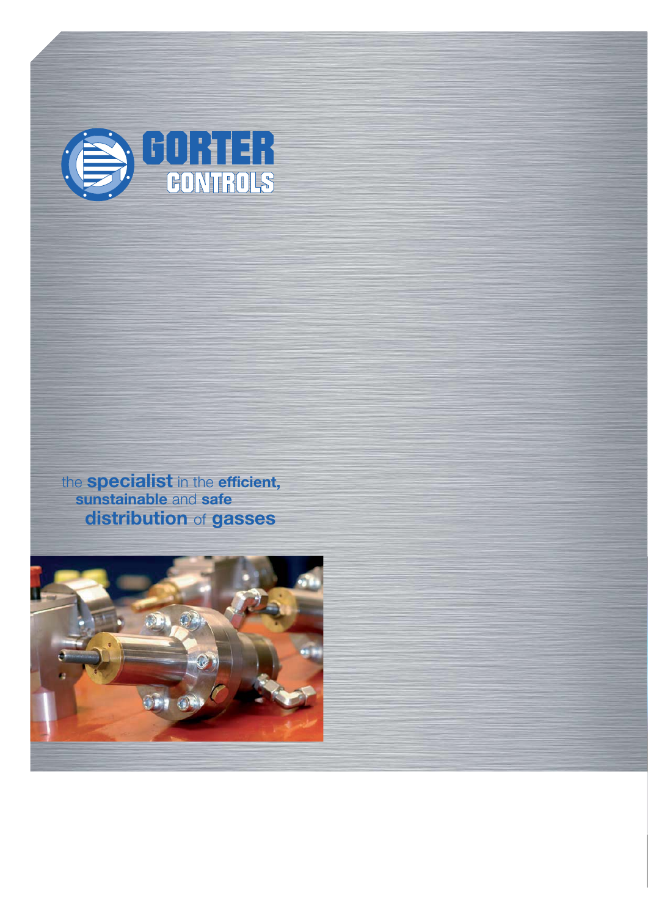GORTER CONTROLS

the **specialist** in the **efficient, sunstainable** and **safe distribution** of **gasses**